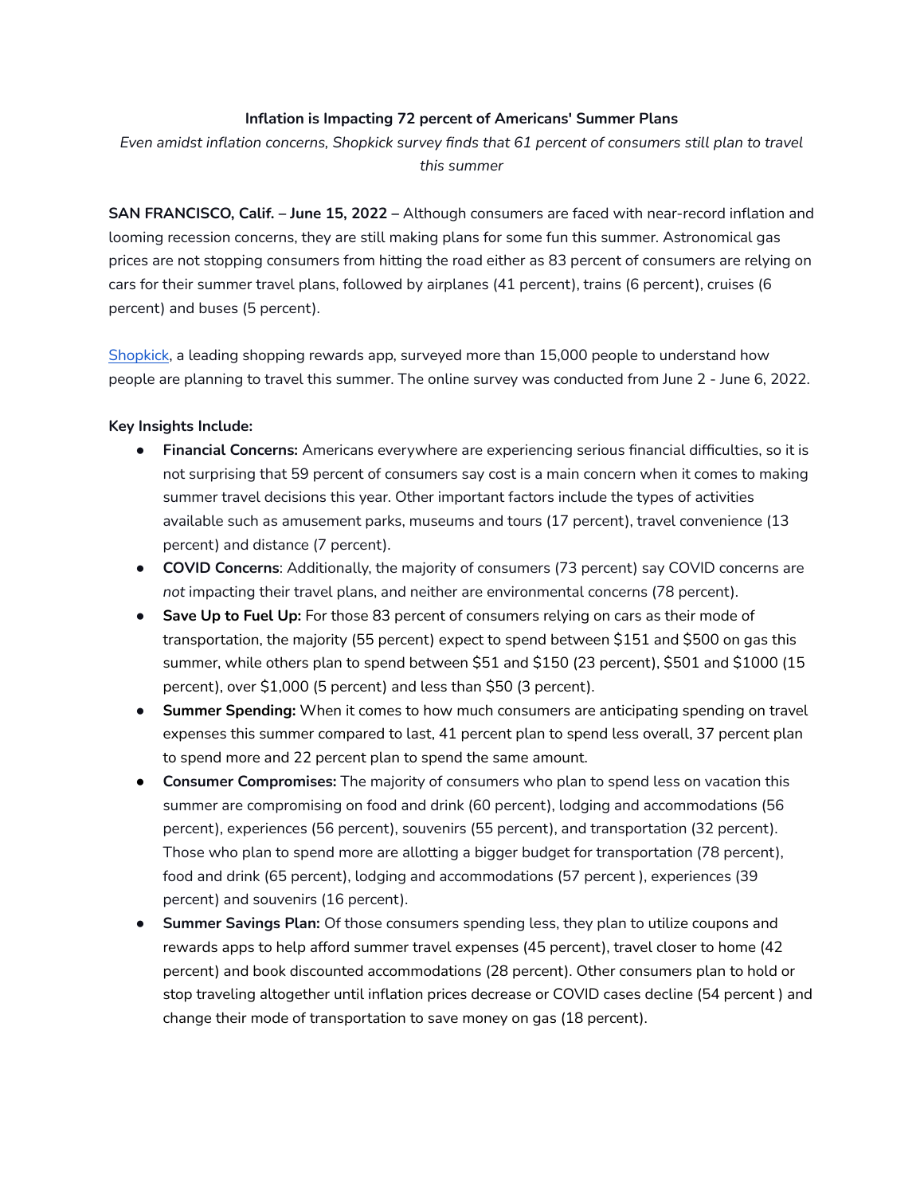**Inflation is Impacting 72 percent of Americans' Summer Plans**

*Even amidst inflation concerns, Shopkick survey finds that 61 percent of consumers still plan to travel this summer*

**SAN FRANCISCO, Calif. – June 15, 2022 –** Although consumers are faced with near-record inflation and looming recession concerns, they are still making plans for some fun this summer. Astronomical gas prices are not stopping consumers from hitting the road either as 83 percent of consumers are relying on cars for their summer travel plans, followed by airplanes (41 percent), trains (6 percent), cruises (6 percent) and buses (5 percent).

Shopkick, a leading shopping rewards app, surveyed more than 15,000 people to understand how people are planning to travel this summer. The online survey was conducted from June 2 - June 6, 2022.

**Key Insights Include:**

- **Financial Concerns:** Americans everywhere are experiencing serious financial difficulties, so it is not surprising that 59 percent of consumers say cost is a main concern when it comes to making summer travel decisions this year. Other important factors include the types of activities available such as amusement parks, museums and tours (17 percent), travel convenience (13 percent) and distance (7 percent).
- **COVID Concerns**: Additionally, the majority of consumers (73 percent) say COVID concerns are *not* impacting their travel plans, and neither are environmental concerns (78 percent).
- **Save Up to Fuel Up:** For those 83 percent of consumers relying on cars as their mode of transportation, the majority (55 percent) expect to spend between $151 and $500 on gas this summer, while others plan to spend between $51 and $150 (23 percent), $501 and $1000 (15 percent), over $1,000 (5 percent) and less than $50 (3 percent).
- **Summer Spending:** When it comes to how much consumers are anticipating spending on travel expenses this summer compared to last, 41 percent plan to spend less overall, 37 percent plan to spend more and 22 percent plan to spend the same amount.
- **Consumer Compromises:** The majority of consumers who plan to spend less on vacation this summer are compromising on food and drink (60 percent), lodging and accommodations (56 percent), experiences (56 percent), souvenirs (55 percent), and transportation (32 percent). Those who plan to spend more are allotting a bigger budget for transportation (78 percent), food and drink (65 percent), lodging and accommodations (57 percent ), experiences (39 percent) and souvenirs (16 percent).
- **Summer Savings Plan:** Of those consumers spending less, they plan to utilize coupons and rewards apps to help afford summer travel expenses (45 percent), travel closer to home (42 percent) and book discounted accommodations (28 percent). Other consumers plan to hold or stop traveling altogether until inflation prices decrease or COVID cases decline (54 percent ) and change their mode of transportation to save money on gas (18 percent).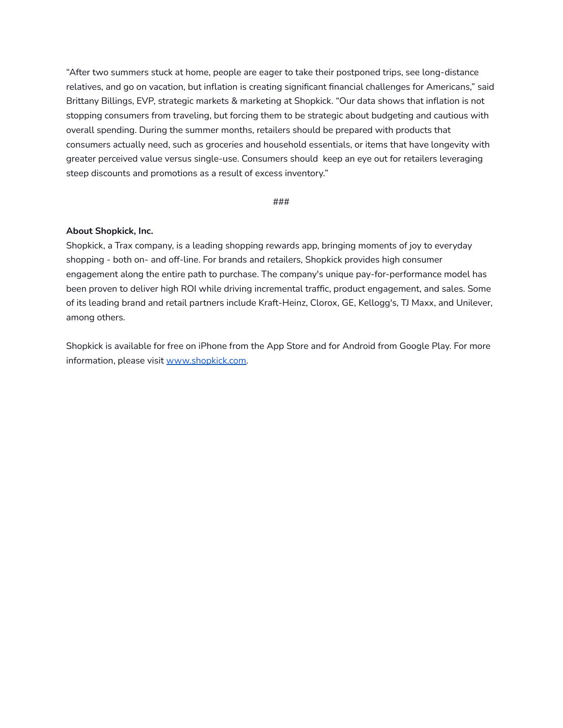"After two summers stuck at home, people are eager to take their postponed trips, see long-distance relatives, and go on vacation, but inflation is creating significant financial challenges for Americans," said Brittany Billings, EVP, strategic markets & marketing at Shopkick. "Our data shows that inflation is not stopping consumers from traveling, but forcing them to be strategic about budgeting and cautious with overall spending. During the summer months, retailers should be prepared with products that consumers actually need, such as groceries and household essentials, or items that have longevity with greater perceived value versus single-use. Consumers should keep an eye out for retailers leveraging steep discounts and promotions as a result of excess inventory."

###

**About Shopkick, Inc.**
Shopkick, a Trax company, is a leading shopping rewards app, bringing moments of joy to everyday shopping - both on- and off-line. For brands and retailers, Shopkick provides high consumer engagement along the entire path to purchase. The company's unique pay-for-performance model has been proven to deliver high ROI while driving incremental traffic, product engagement, and sales. Some of its leading brand and retail partners include Kraft-Heinz, Clorox, GE, Kellogg's, TJ Maxx, and Unilever, among others.

Shopkick is available for free on iPhone from the App Store and for Android from Google Play. For more information, please visit [www.shopkick.com](http://www.shopkick.com).